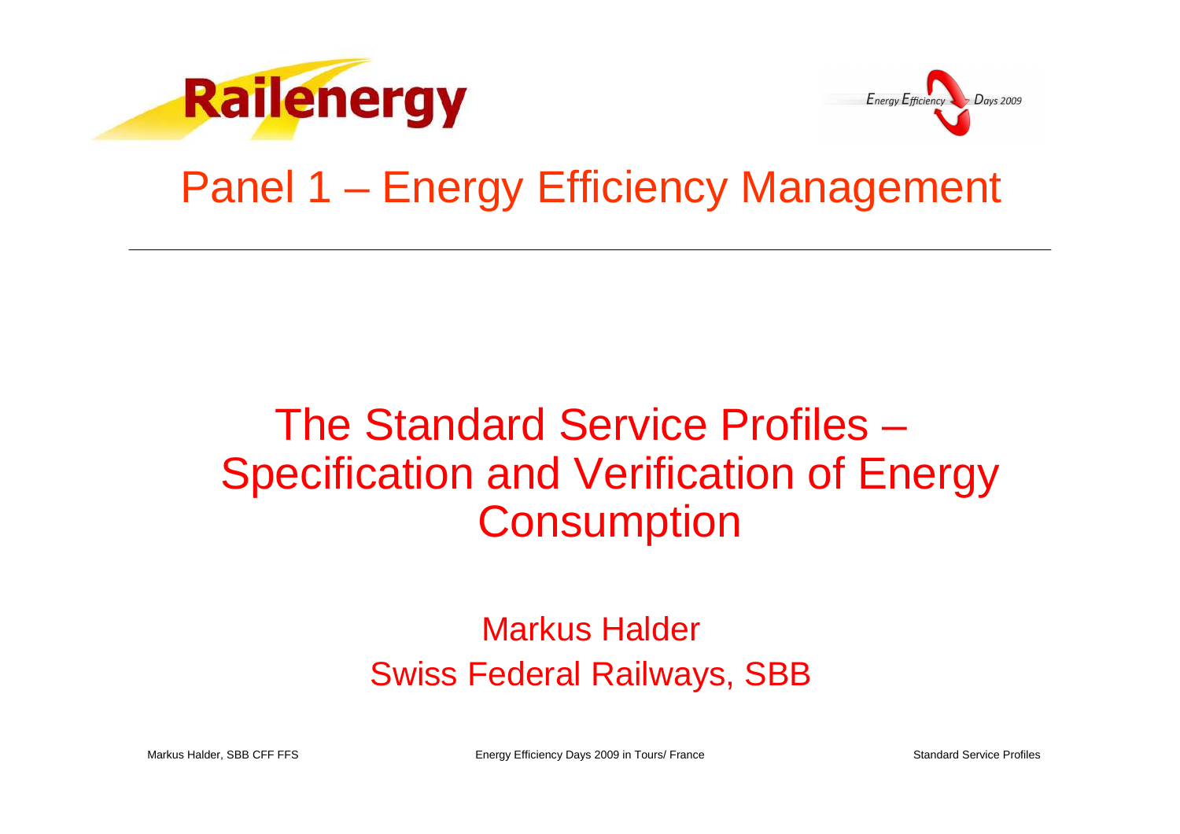Railenergy

Energy Efficiency Days 2009

# Panel 1 – Energy Efficiency Management

## The Standard Service Profiles – Specification and Verification of Energy Consumption

Markus Halder
Swiss Federal Railways, SBB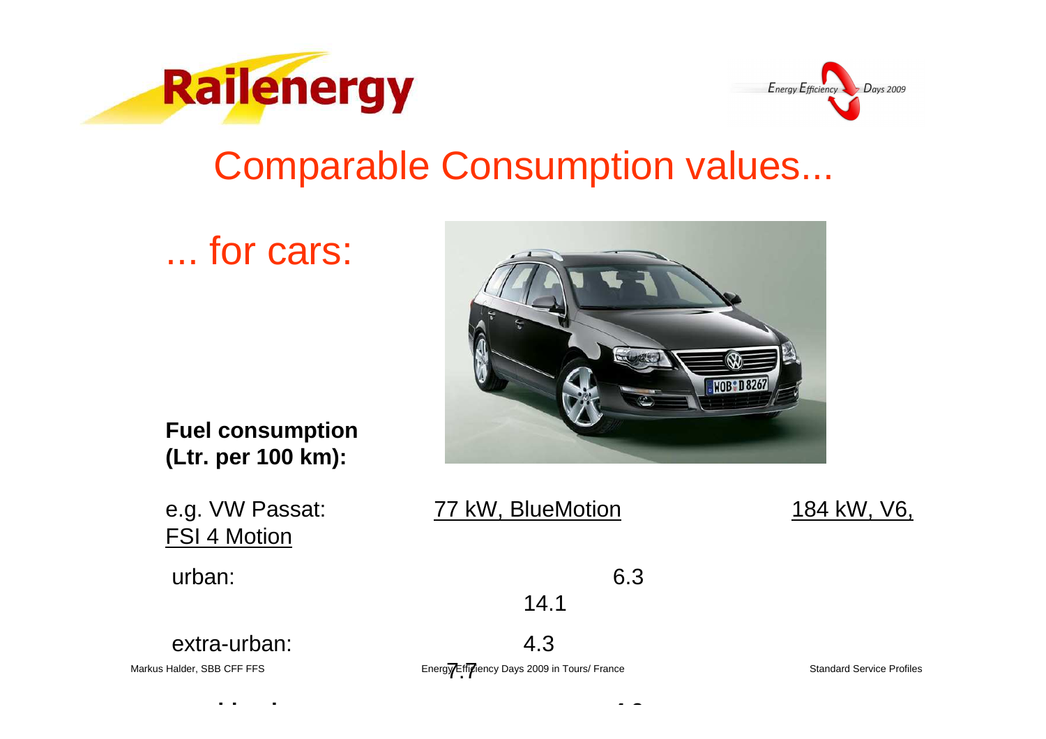# Comparable Consumption values...

## ... for cars:

**Fuel consumption (Ltr. per 100 km):**

| e.g. VW Passat: | 77 kW, BlueMotion | 184 kW, V6, FSI 4 Motion |
|---|---|---|
| urban: | 6.3 | 14.1 |
| extra-urban: | 4.3 | 7.7 |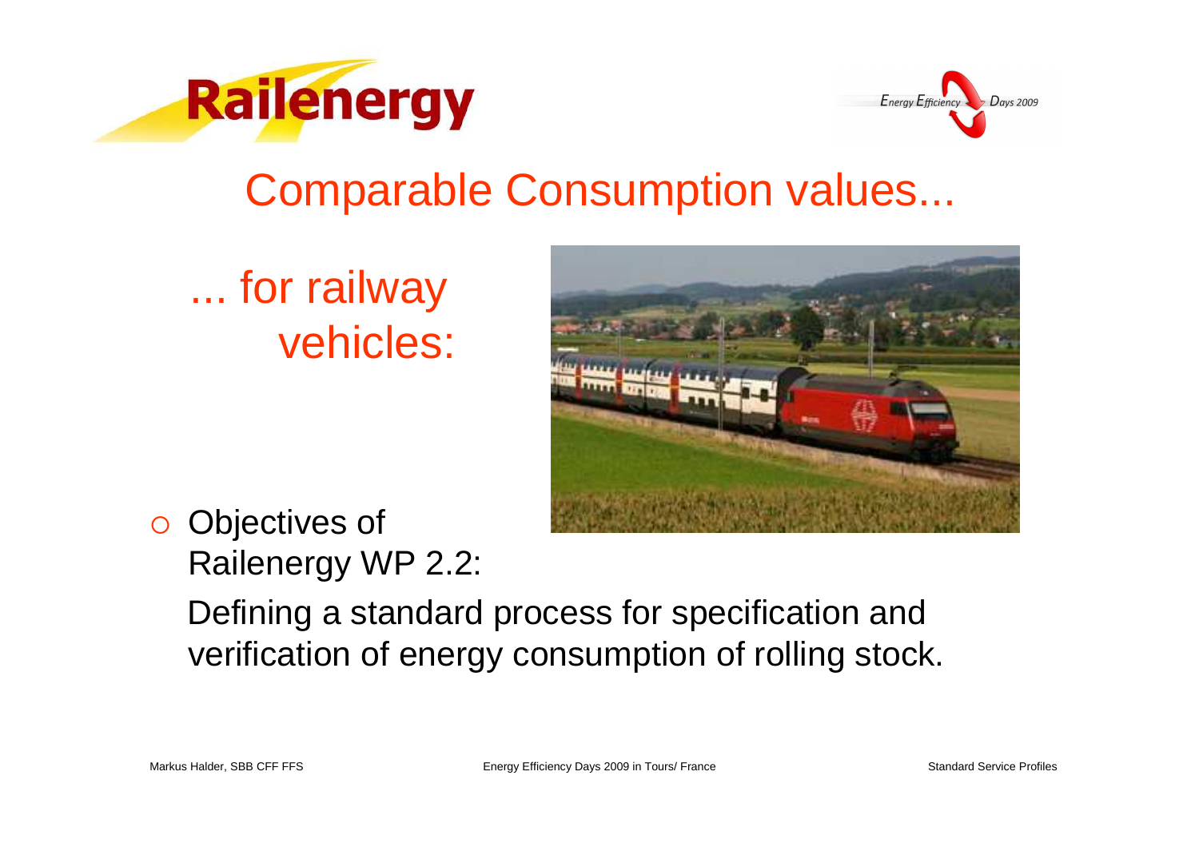# Comparable Consumption values...

## ... for railway vehicles:

- Objectives of Railenergy WP 2.2:

  Defining a standard process for specification and verification of energy consumption of rolling stock.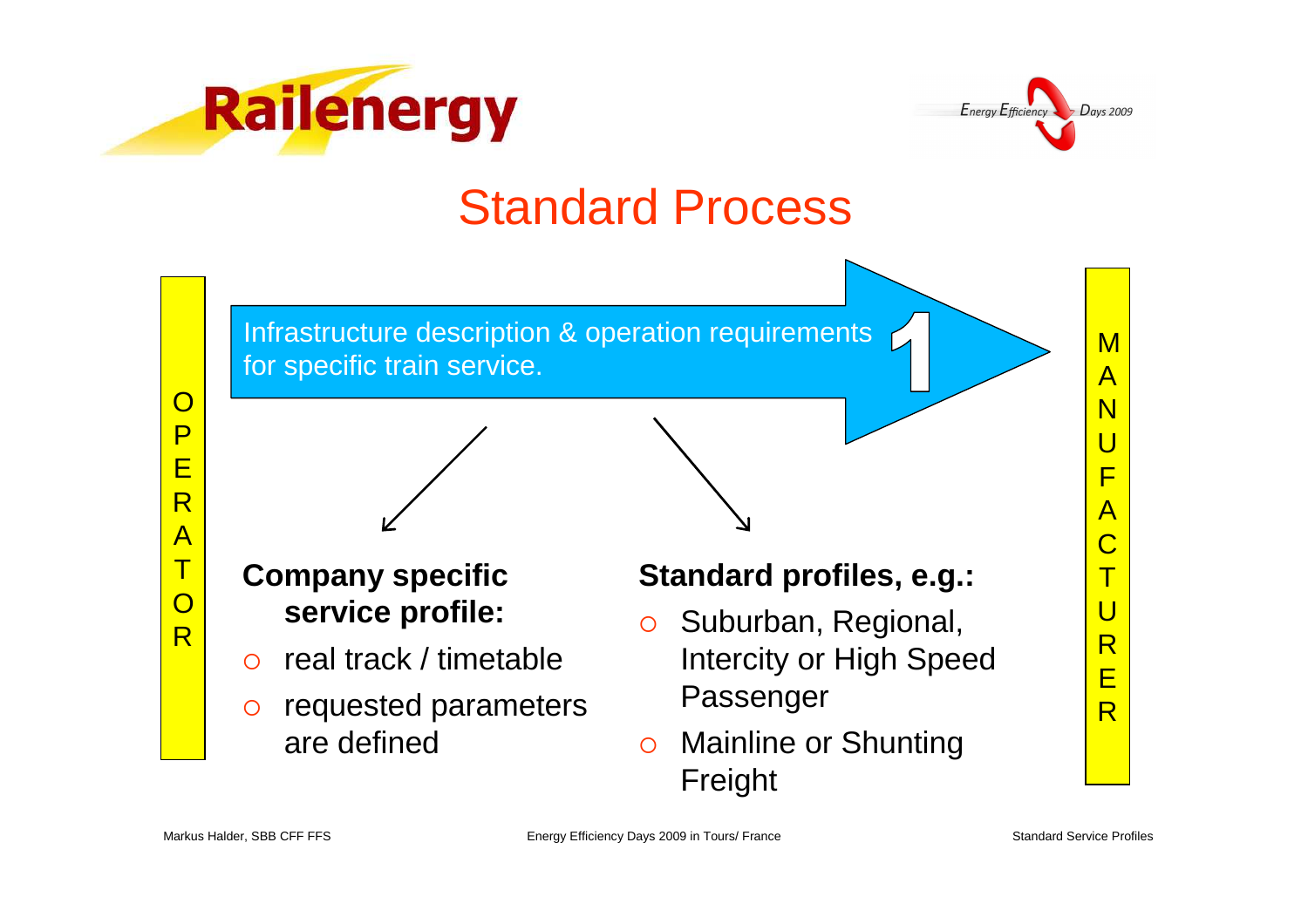# Standard Process

OPERATOR

Infrastructure description & operation requirements for specific train service.

1

MANUFACTURER

**Company specific service profile:**

- real track / timetable
- requested parameters are defined

**Standard profiles, e.g.:**

- Suburban, Regional, Intercity or High Speed Passenger
- Mainline or Shunting Freight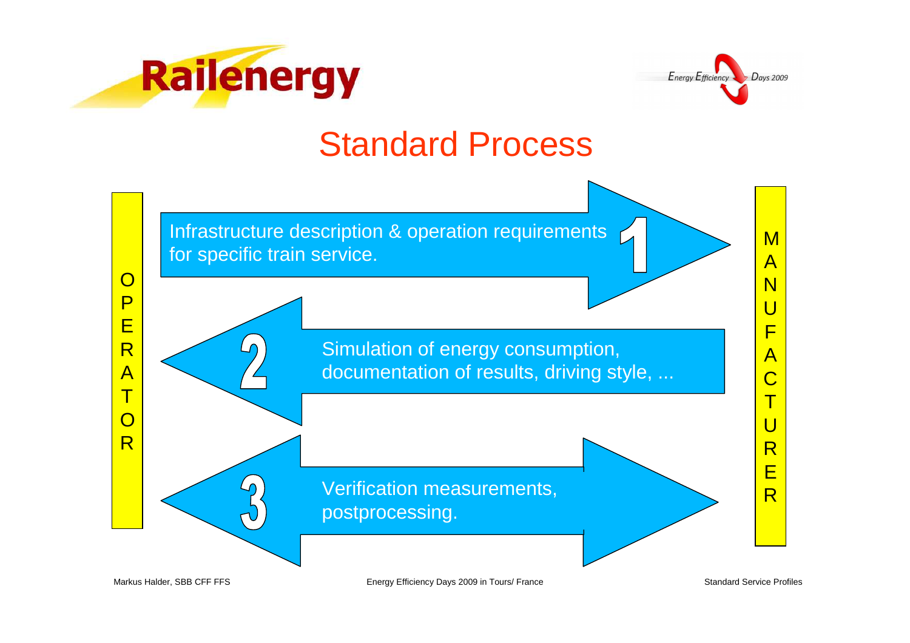# Standard Process

**OPERATOR** ↔ **MANUFACTURER**

1. Infrastructure description & operation requirements for specific train service. (Operator → Manufacturer)
2. Simulation of energy consumption, documentation of results, driving style, ... (Manufacturer → Operator)
3. Verification measurements, postprocessing. (Operator ↔ Manufacturer)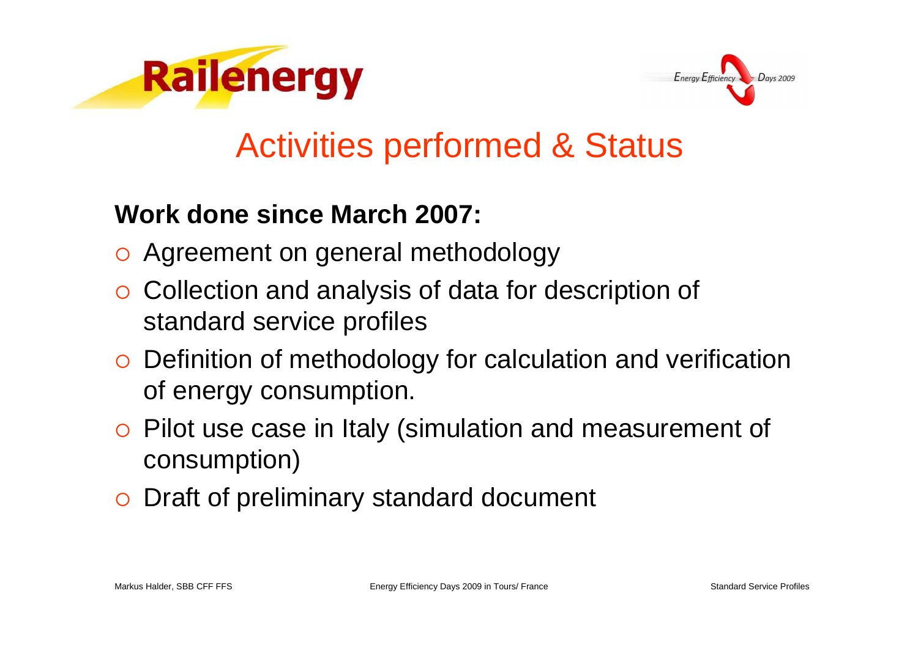# Activities performed & Status

**Work done since March 2007:**

- Agreement on general methodology
- Collection and analysis of data for description of standard service profiles
- Definition of methodology for calculation and verification of energy consumption.
- Pilot use case in Italy (simulation and measurement of consumption)
- Draft of preliminary standard document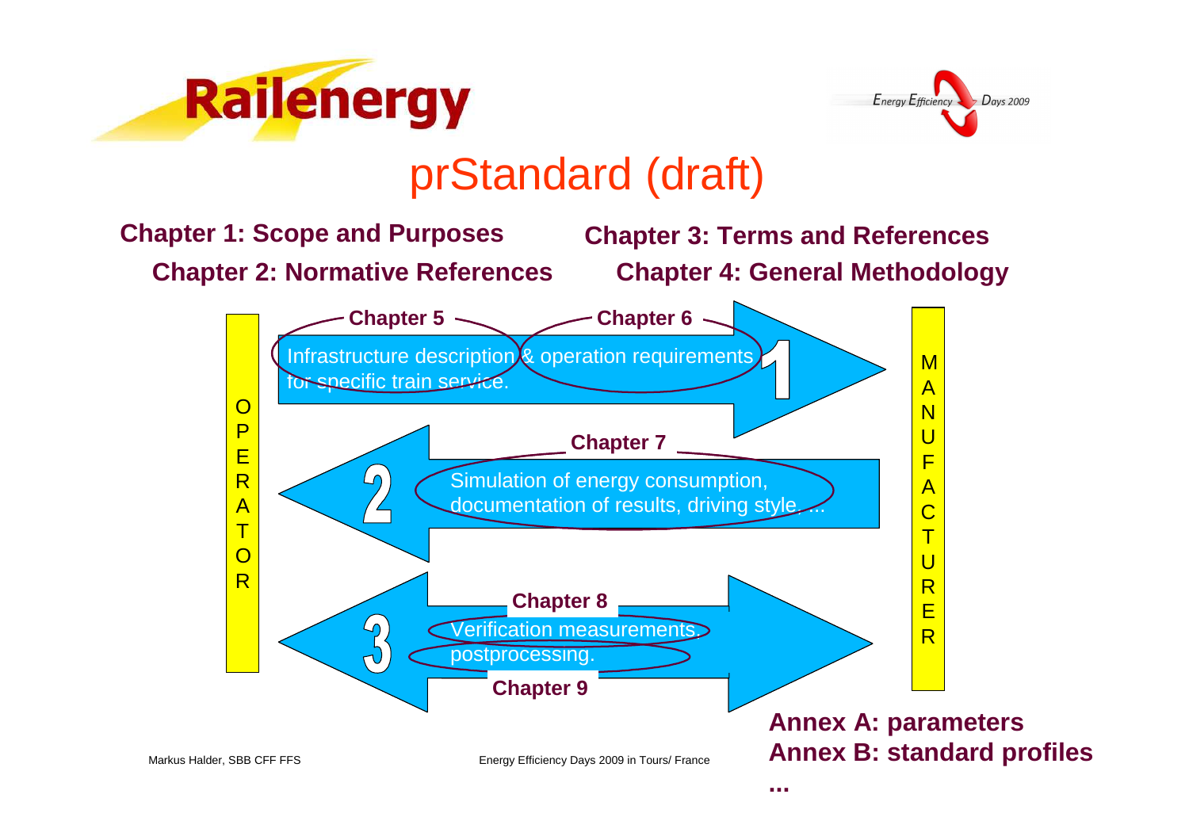# prStandard (draft)

**Chapter 1: Scope and Purposes**

**Chapter 2: Normative References**

**Chapter 3: Terms and References**

**Chapter 4: General Methodology**

OPERATOR

MANUFACTURER

1 (Operator → Manufacturer)

**Chapter 5** / **Chapter 6**

Infrastructure description & operation requirements for specific train service.

2 (Manufacturer → Operator)

**Chapter 7**

Simulation of energy consumption, documentation of results, driving style, ...

3 (Operator ↔ Manufacturer)

**Chapter 8**

Verification measurements,

postprocessing.

**Chapter 9**

**Annex A: parameters**

**Annex B: standard profiles**

**...**

Markus Halder, SBB CFF FFS

Energy Efficiency Days 2009 in Tours/ France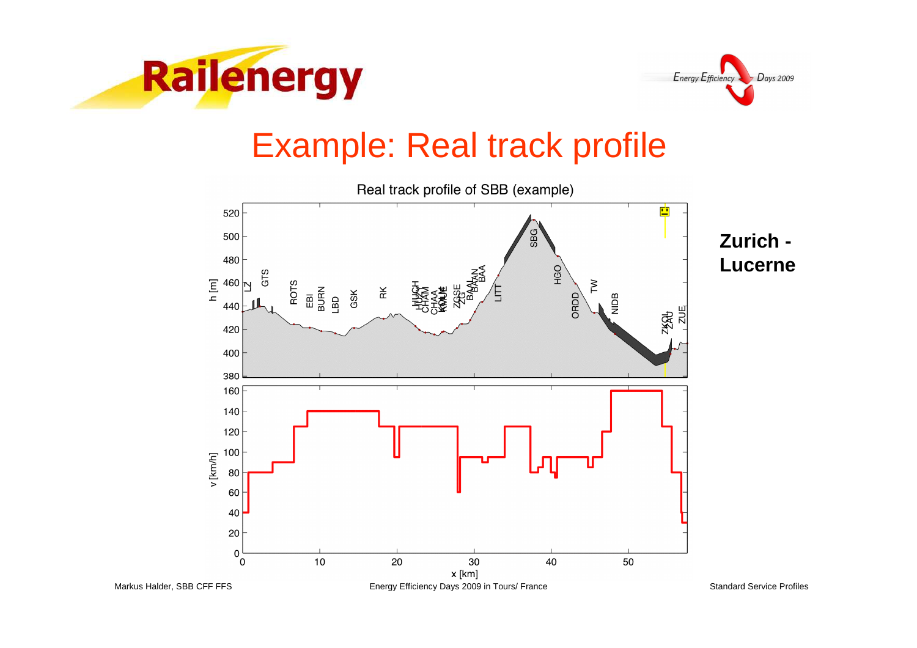# Example: Real track profile

Real track profile of SBB (example)

**Zurich - Lucerne**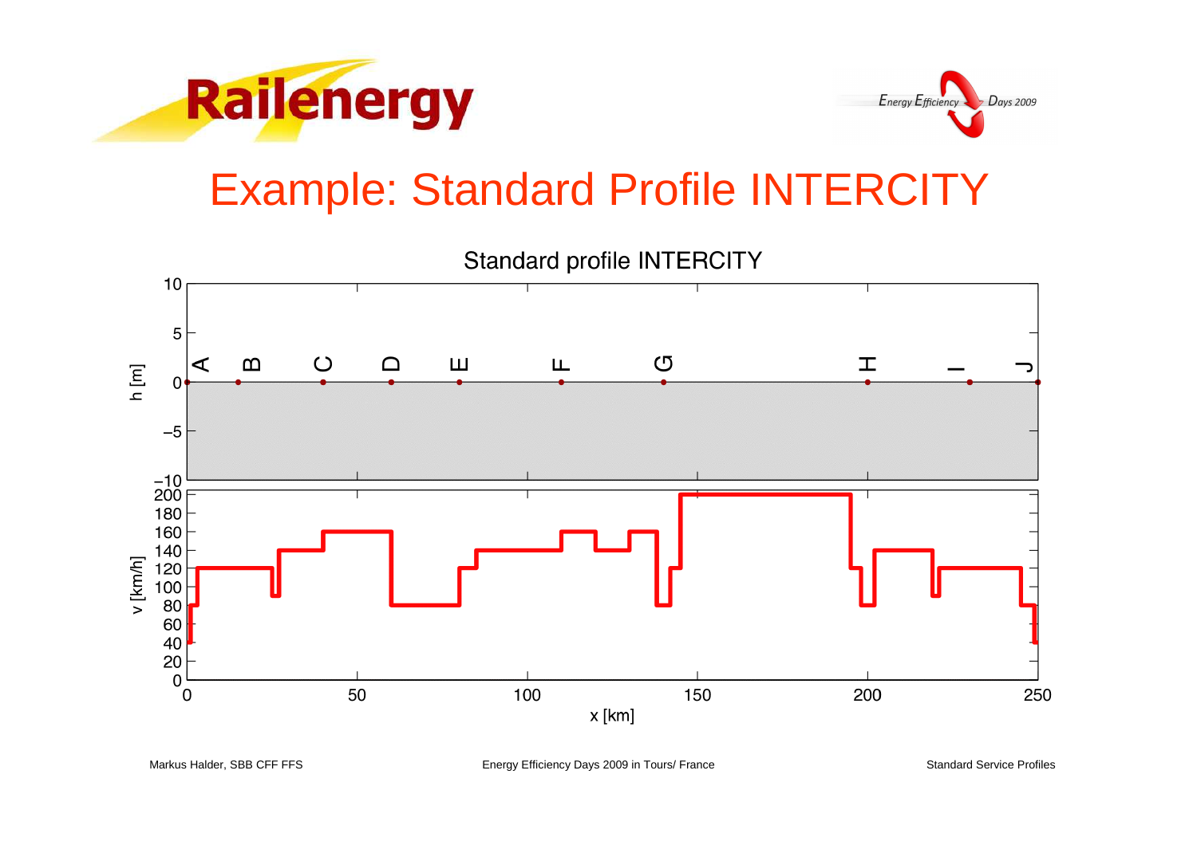# Example: Standard Profile INTERCITY

Standard profile INTERCITY

h [m]

A B C D E F G H I J

v [km/h]

x [km]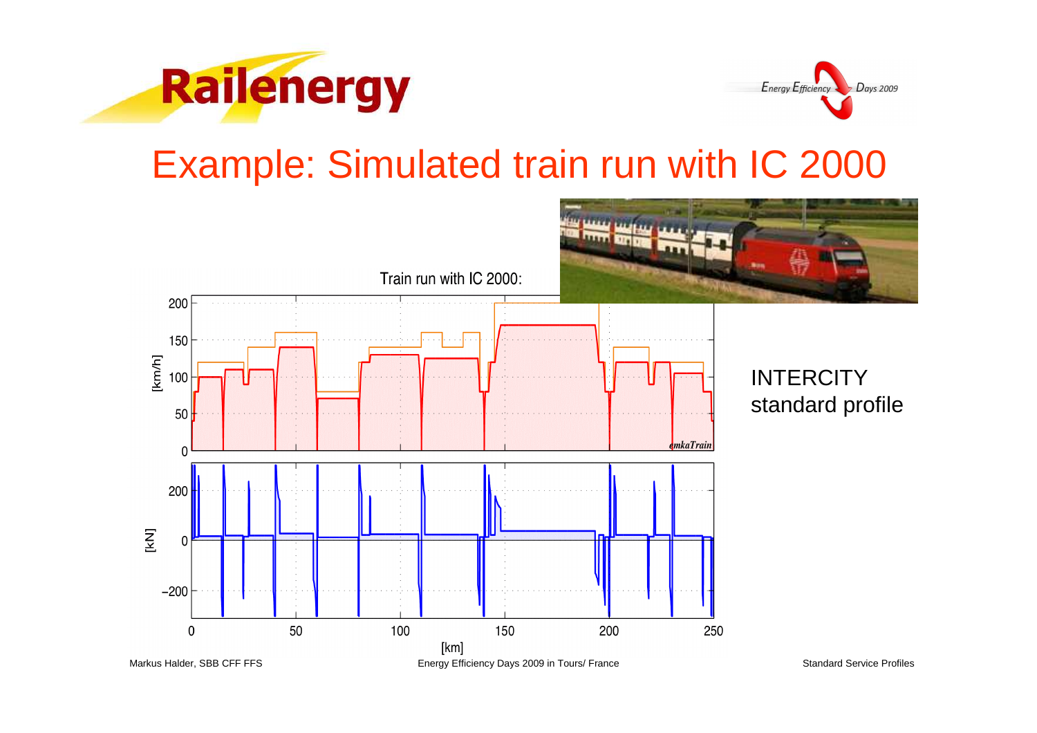# Example: Simulated train run with IC 2000

Train run with IC 2000:

INTERCITY
standard profile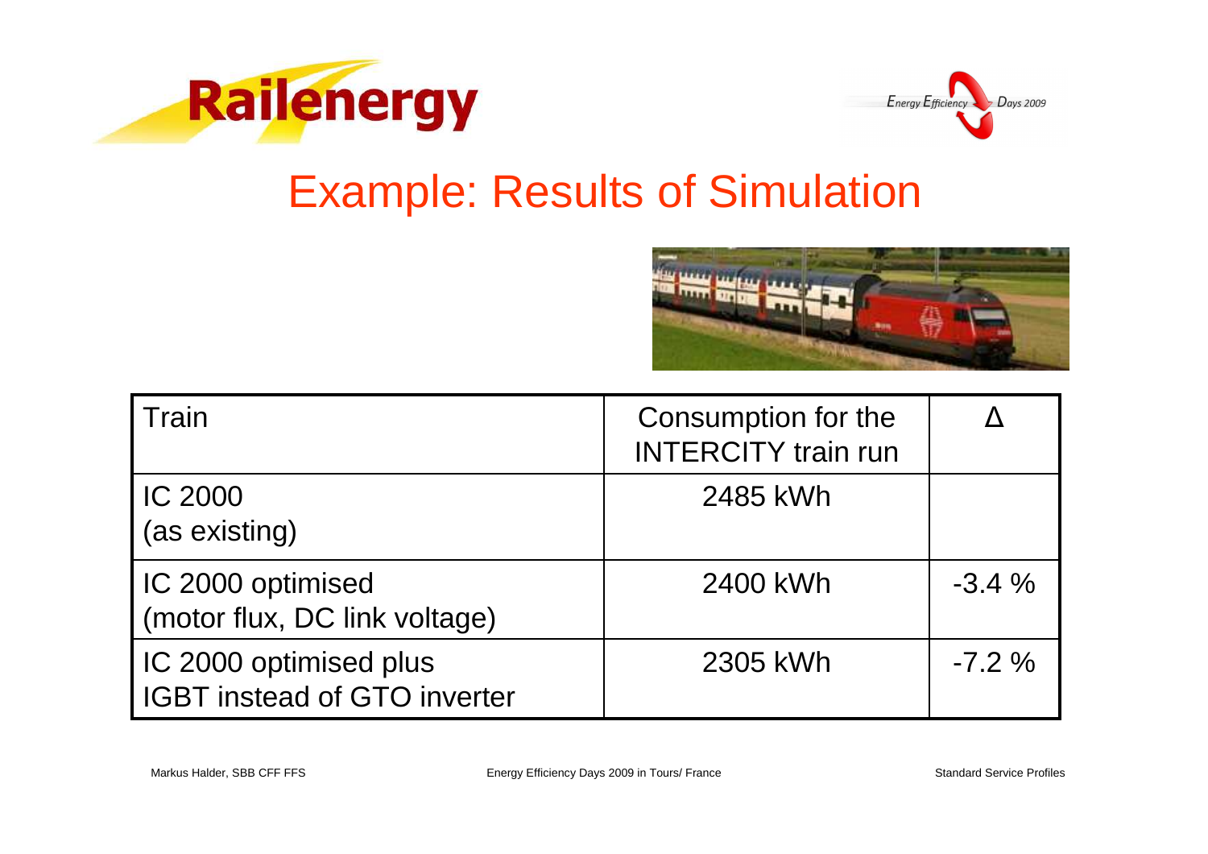# Example: Results of Simulation

| Train | Consumption for the INTERCITY train run | Δ |
|---|---|---|
| IC 2000 (as existing) | 2485 kWh | |
| IC 2000 optimised (motor flux, DC link voltage) | 2400 kWh | -3.4 % |
| IC 2000 optimised plus IGBT instead of GTO inverter | 2305 kWh | -7.2 % |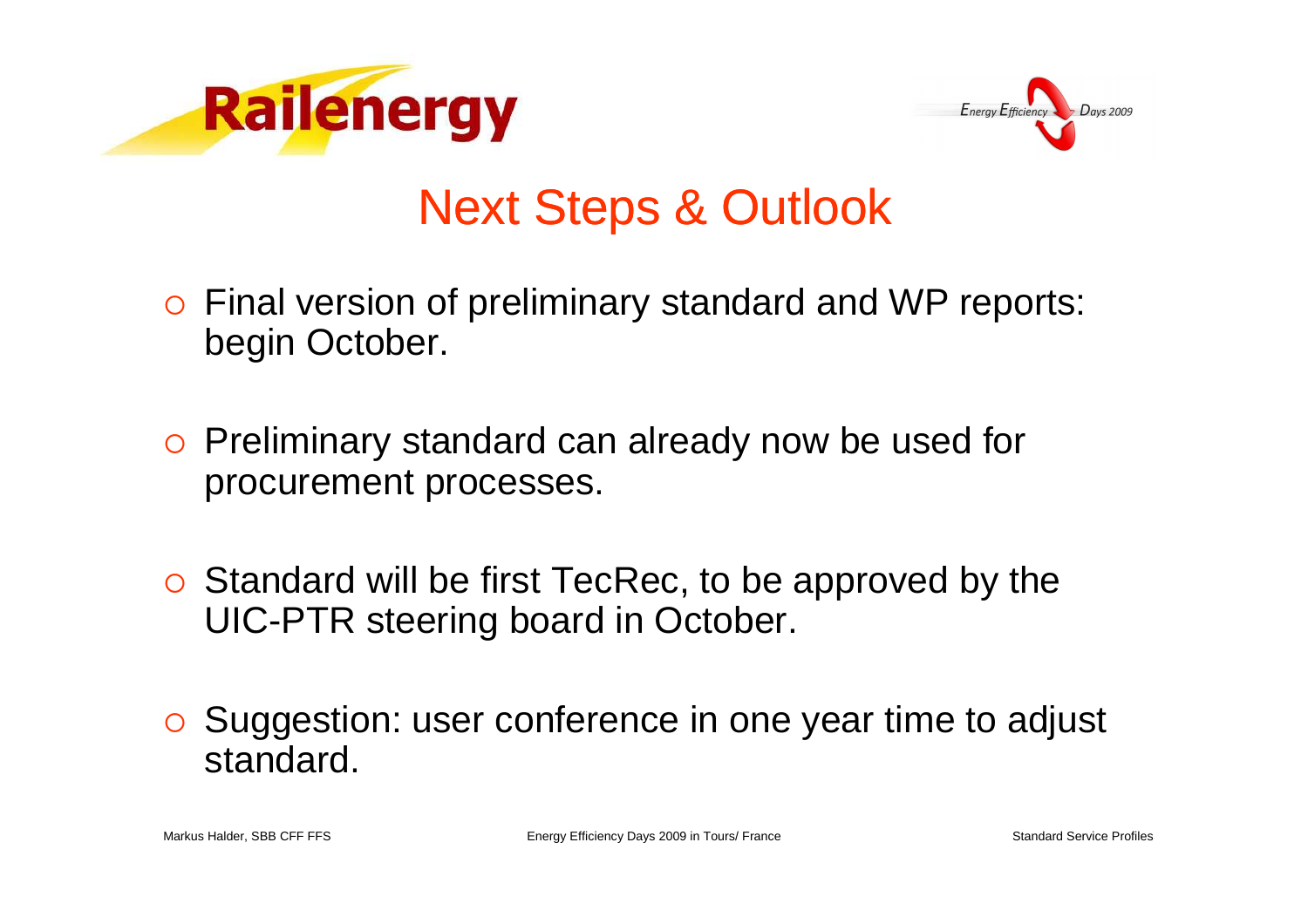# Next Steps & Outlook

- Final version of preliminary standard and WP reports: begin October.
- Preliminary standard can already now be used for procurement processes.
- Standard will be first TecRec, to be approved by the UIC-PTR steering board in October.
- Suggestion: user conference in one year time to adjust standard.